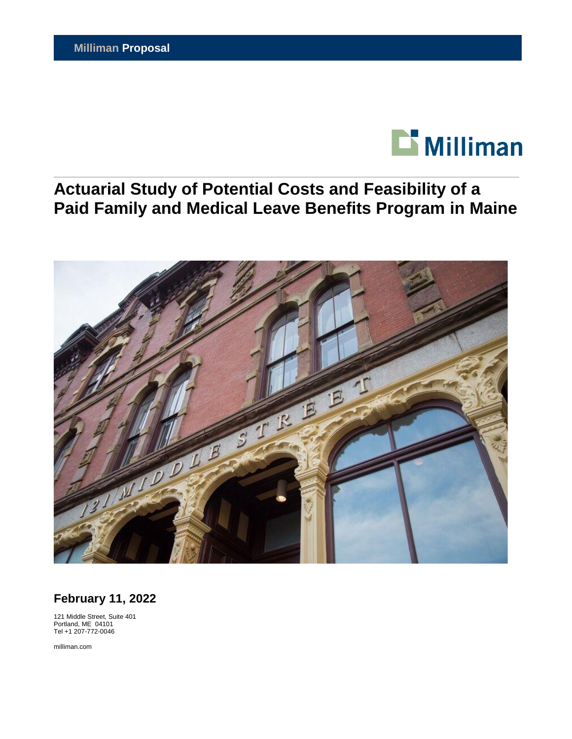**Milliman Proposal**

Milliman

# Actuarial Study of Potential Costs and Feasibility of a Paid Family and Medical Leave Benefits Program in Maine

## February 11, 2022

121 Middle Street, Suite 401
Portland, ME 04101
Tel +1 207-772-0046

milliman.com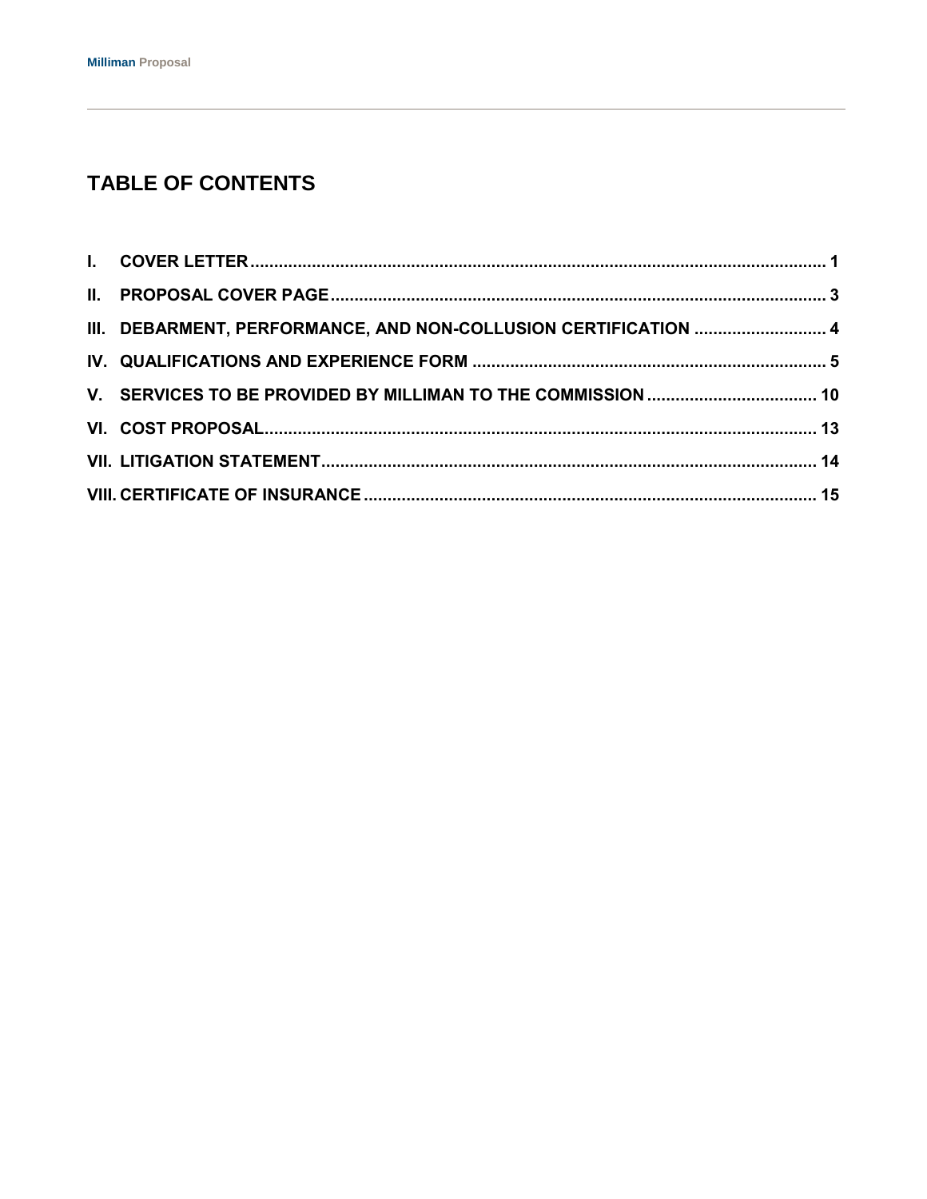# TABLE OF CONTENTS

I. COVER LETTER ... 1

II. PROPOSAL COVER PAGE ... 3

III. DEBARMENT, PERFORMANCE, AND NON-COLLUSION CERTIFICATION ... 4

IV. QUALIFICATIONS AND EXPERIENCE FORM ... 5

V. SERVICES TO BE PROVIDED BY MILLIMAN TO THE COMMISSION ... 10

VI. COST PROPOSAL ... 13

VII. LITIGATION STATEMENT ... 14

VIII. CERTIFICATE OF INSURANCE ... 15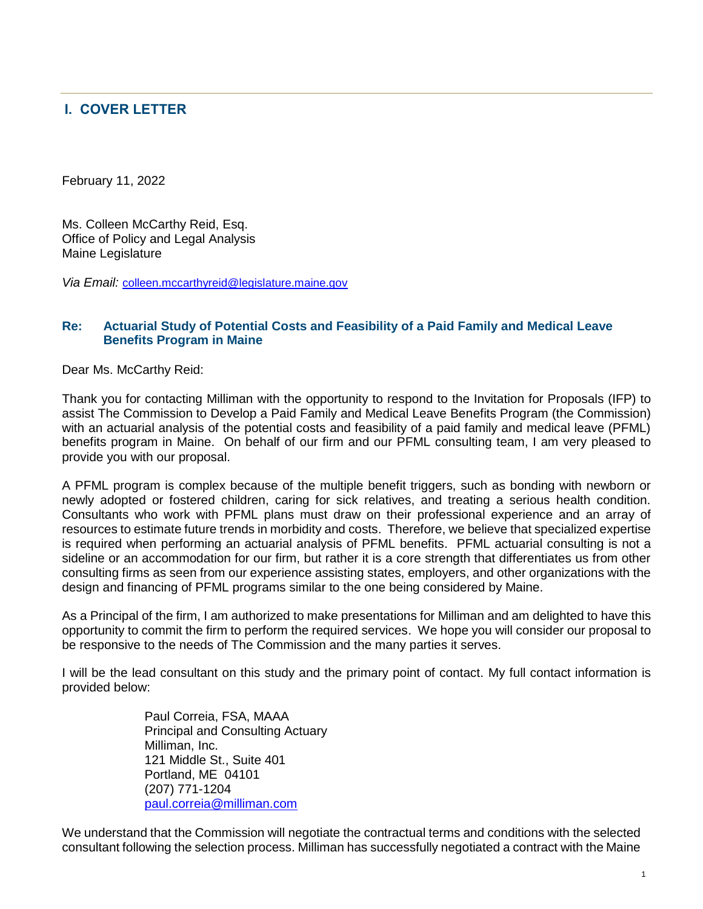## I. COVER LETTER

February 11, 2022

Ms. Colleen McCarthy Reid, Esq.
Office of Policy and Legal Analysis
Maine Legislature

*Via Email:* colleen.mccarthyreid@legislature.maine.gov

**Re: Actuarial Study of Potential Costs and Feasibility of a Paid Family and Medical Leave Benefits Program in Maine**

Dear Ms. McCarthy Reid:

Thank you for contacting Milliman with the opportunity to respond to the Invitation for Proposals (IFP) to assist The Commission to Develop a Paid Family and Medical Leave Benefits Program (the Commission) with an actuarial analysis of the potential costs and feasibility of a paid family and medical leave (PFML) benefits program in Maine. On behalf of our firm and our PFML consulting team, I am very pleased to provide you with our proposal.

A PFML program is complex because of the multiple benefit triggers, such as bonding with newborn or newly adopted or fostered children, caring for sick relatives, and treating a serious health condition. Consultants who work with PFML plans must draw on their professional experience and an array of resources to estimate future trends in morbidity and costs. Therefore, we believe that specialized expertise is required when performing an actuarial analysis of PFML benefits. PFML actuarial consulting is not a sideline or an accommodation for our firm, but rather it is a core strength that differentiates us from other consulting firms as seen from our experience assisting states, employers, and other organizations with the design and financing of PFML programs similar to the one being considered by Maine.

As a Principal of the firm, I am authorized to make presentations for Milliman and am delighted to have this opportunity to commit the firm to perform the required services. We hope you will consider our proposal to be responsive to the needs of The Commission and the many parties it serves.

I will be the lead consultant on this study and the primary point of contact. My full contact information is provided below:

> Paul Correia, FSA, MAAA
> Principal and Consulting Actuary
> Milliman, Inc.
> 121 Middle St., Suite 401
> Portland, ME 04101
> (207) 771-1204
> paul.correia@milliman.com

We understand that the Commission will negotiate the contractual terms and conditions with the selected consultant following the selection process. Milliman has successfully negotiated a contract with the Maine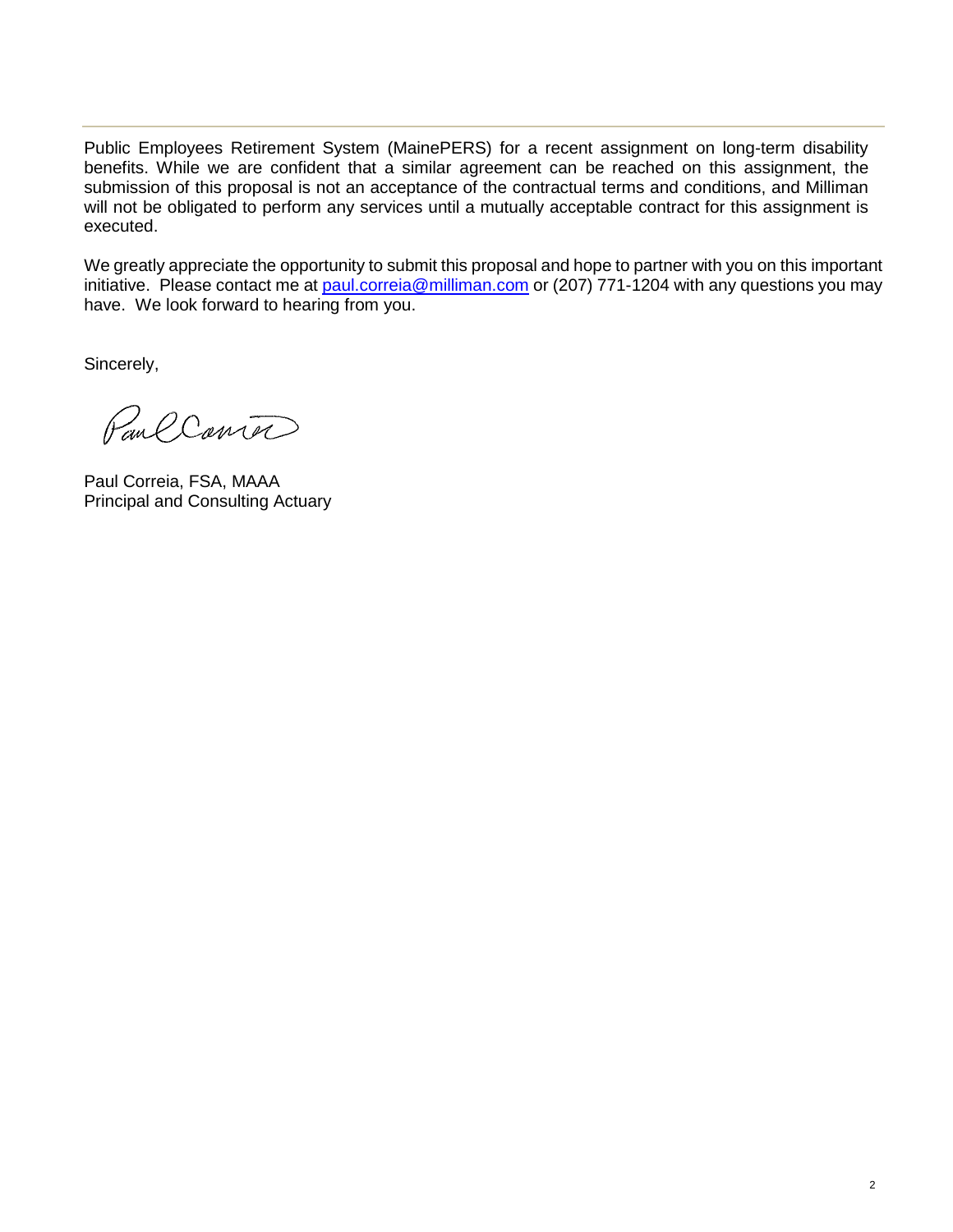Public Employees Retirement System (MainePERS) for a recent assignment on long-term disability benefits. While we are confident that a similar agreement can be reached on this assignment, the submission of this proposal is not an acceptance of the contractual terms and conditions, and Milliman will not be obligated to perform any services until a mutually acceptable contract for this assignment is executed.

We greatly appreciate the opportunity to submit this proposal and hope to partner with you on this important initiative. Please contact me at [paul.correia@milliman.com](mailto:paul.correia@milliman.com) or (207) 771-1204 with any questions you may have. We look forward to hearing from you.

Sincerely,

Paul Correia, FSA, MAAA
Principal and Consulting Actuary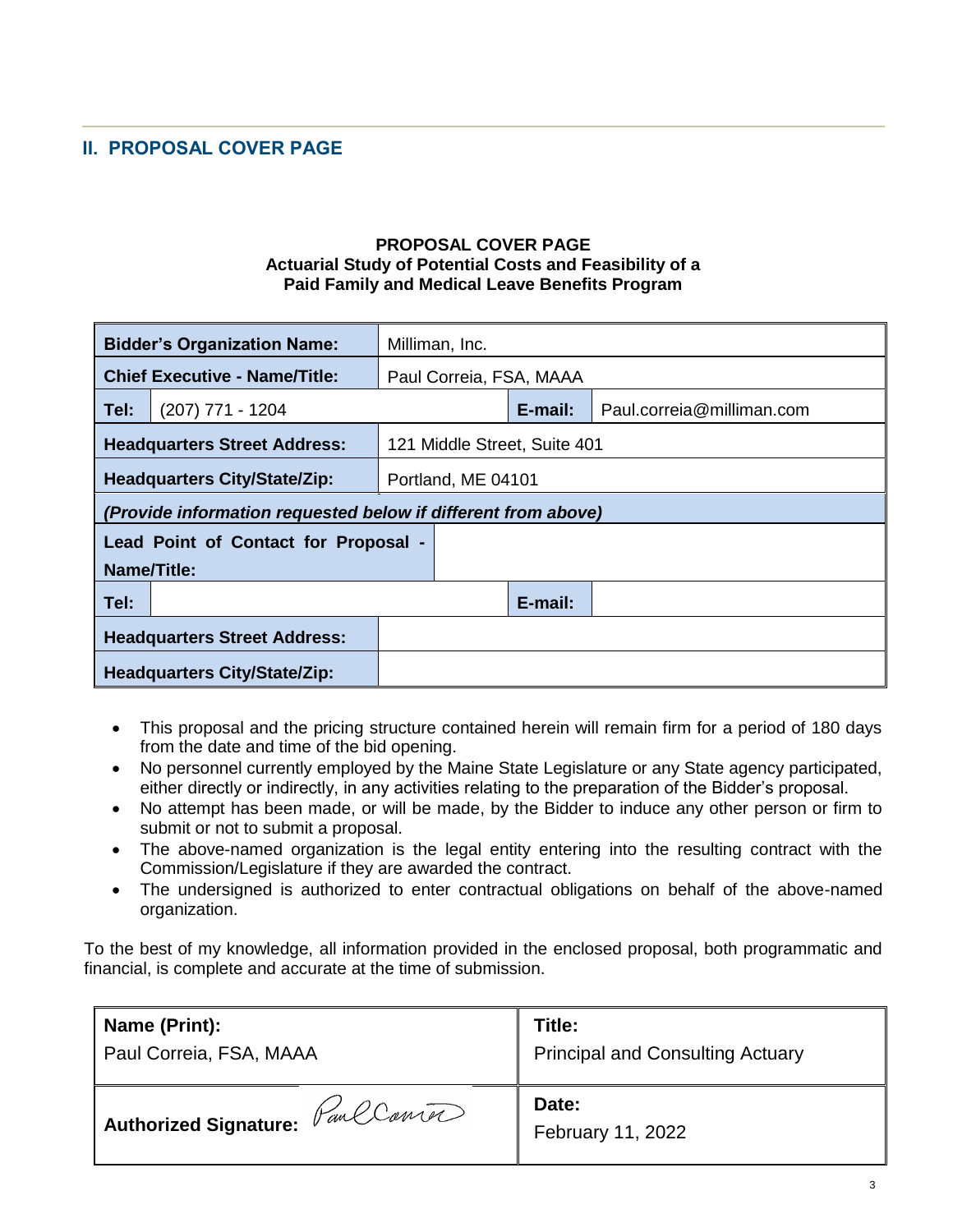## II. PROPOSAL COVER PAGE

**PROPOSAL COVER PAGE**
**Actuarial Study of Potential Costs and Feasibility of a Paid Family and Medical Leave Benefits Program**

| | | | |
|---|---|---|---|
| **Bidder's Organization Name:** | Milliman, Inc. | | |
| **Chief Executive - Name/Title:** | Paul Correia, FSA, MAAA | | |
| **Tel:** (207) 771 - 1204 | | **E-mail:** | Paul.correia@milliman.com |
| **Headquarters Street Address:** | 121 Middle Street, Suite 401 | | |
| **Headquarters City/State/Zip:** | Portland, ME 04101 | | |
| ***(Provide information requested below if different from above)*** | | | |
| **Lead Point of Contact for Proposal - Name/Title:** | | | |
| **Tel:** | | **E-mail:** | |
| **Headquarters Street Address:** | | | |
| **Headquarters City/State/Zip:** | | | |

- This proposal and the pricing structure contained herein will remain firm for a period of 180 days from the date and time of the bid opening.
- No personnel currently employed by the Maine State Legislature or any State agency participated, either directly or indirectly, in any activities relating to the preparation of the Bidder's proposal.
- No attempt has been made, or will be made, by the Bidder to induce any other person or firm to submit or not to submit a proposal.
- The above-named organization is the legal entity entering into the resulting contract with the Commission/Legislature if they are awarded the contract.
- The undersigned is authorized to enter contractual obligations on behalf of the above-named organization.

To the best of my knowledge, all information provided in the enclosed proposal, both programmatic and financial, is complete and accurate at the time of submission.

| | |
|---|---|
| **Name (Print):** Paul Correia, FSA, MAAA | **Title:** Principal and Consulting Actuary |
| **Authorized Signature:** Paul Correia | **Date:** February 11, 2022 |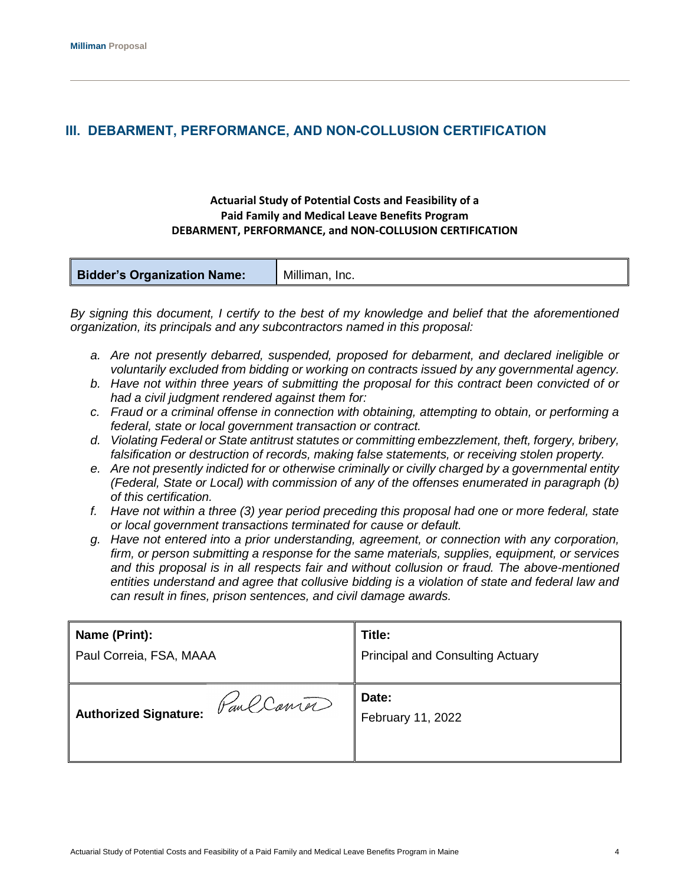## III. DEBARMENT, PERFORMANCE, AND NON-COLLUSION CERTIFICATION

**Actuarial Study of Potential Costs and Feasibility of a Paid Family and Medical Leave Benefits Program**
**DEBARMENT, PERFORMANCE, and NON-COLLUSION CERTIFICATION**

| **Bidder's Organization Name:** | Milliman, Inc. |
|---|---|

*By signing this document, I certify to the best of my knowledge and belief that the aforementioned organization, its principals and any subcontractors named in this proposal:*

- *a. Are not presently debarred, suspended, proposed for debarment, and declared ineligible or voluntarily excluded from bidding or working on contracts issued by any governmental agency.*
- *b. Have not within three years of submitting the proposal for this contract been convicted of or had a civil judgment rendered against them for:*
- *c. Fraud or a criminal offense in connection with obtaining, attempting to obtain, or performing a federal, state or local government transaction or contract.*
- *d. Violating Federal or State antitrust statutes or committing embezzlement, theft, forgery, bribery, falsification or destruction of records, making false statements, or receiving stolen property.*
- *e. Are not presently indicted for or otherwise criminally or civilly charged by a governmental entity (Federal, State or Local) with commission of any of the offenses enumerated in paragraph (b) of this certification.*
- *f. Have not within a three (3) year period preceding this proposal had one or more federal, state or local government transactions terminated for cause or default.*
- *g. Have not entered into a prior understanding, agreement, or connection with any corporation, firm, or person submitting a response for the same materials, supplies, equipment, or services and this proposal is in all respects fair and without collusion or fraud. The above-mentioned entities understand and agree that collusive bidding is a violation of state and federal law and can result in fines, prison sentences, and civil damage awards.*

| **Name (Print):** Paul Correia, FSA, MAAA | **Title:** Principal and Consulting Actuary |
|---|---|
| **Authorized Signature:** Paul Correia | **Date:** February 11, 2022 |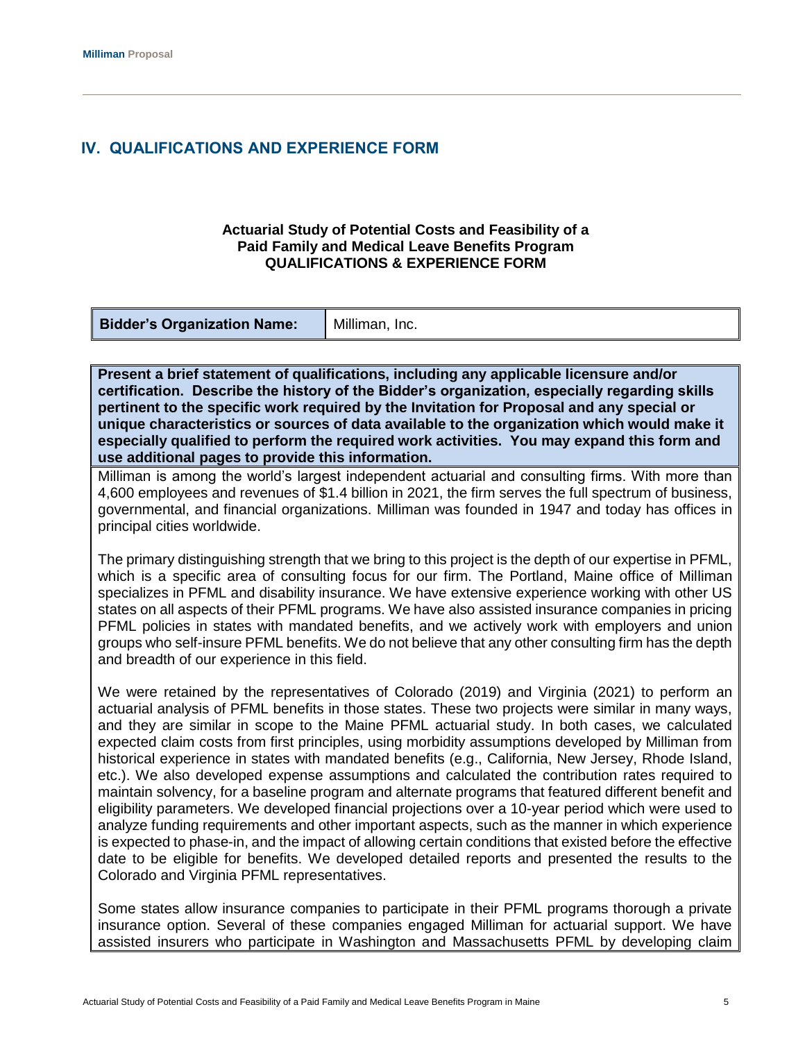## IV. QUALIFICATIONS AND EXPERIENCE FORM

**Actuarial Study of Potential Costs and Feasibility of a Paid Family and Medical Leave Benefits Program**
**QUALIFICATIONS & EXPERIENCE FORM**

| **Bidder's Organization Name:** | Milliman, Inc. |
|---|---|

**Present a brief statement of qualifications, including any applicable licensure and/or certification. Describe the history of the Bidder's organization, especially regarding skills pertinent to the specific work required by the Invitation for Proposal and any special or unique characteristics or sources of data available to the organization which would make it especially qualified to perform the required work activities. You may expand this form and use additional pages to provide this information.**

Milliman is among the world's largest independent actuarial and consulting firms. With more than 4,600 employees and revenues of $1.4 billion in 2021, the firm serves the full spectrum of business, governmental, and financial organizations. Milliman was founded in 1947 and today has offices in principal cities worldwide.

The primary distinguishing strength that we bring to this project is the depth of our expertise in PFML, which is a specific area of consulting focus for our firm. The Portland, Maine office of Milliman specializes in PFML and disability insurance. We have extensive experience working with other US states on all aspects of their PFML programs. We have also assisted insurance companies in pricing PFML policies in states with mandated benefits, and we actively work with employers and union groups who self-insure PFML benefits. We do not believe that any other consulting firm has the depth and breadth of our experience in this field.

We were retained by the representatives of Colorado (2019) and Virginia (2021) to perform an actuarial analysis of PFML benefits in those states. These two projects were similar in many ways, and they are similar in scope to the Maine PFML actuarial study. In both cases, we calculated expected claim costs from first principles, using morbidity assumptions developed by Milliman from historical experience in states with mandated benefits (e.g., California, New Jersey, Rhode Island, etc.). We also developed expense assumptions and calculated the contribution rates required to maintain solvency, for a baseline program and alternate programs that featured different benefit and eligibility parameters. We developed financial projections over a 10-year period which were used to analyze funding requirements and other important aspects, such as the manner in which experience is expected to phase-in, and the impact of allowing certain conditions that existed before the effective date to be eligible for benefits. We developed detailed reports and presented the results to the Colorado and Virginia PFML representatives.

Some states allow insurance companies to participate in their PFML programs thorough a private insurance option. Several of these companies engaged Milliman for actuarial support. We have assisted insurers who participate in Washington and Massachusetts PFML by developing claim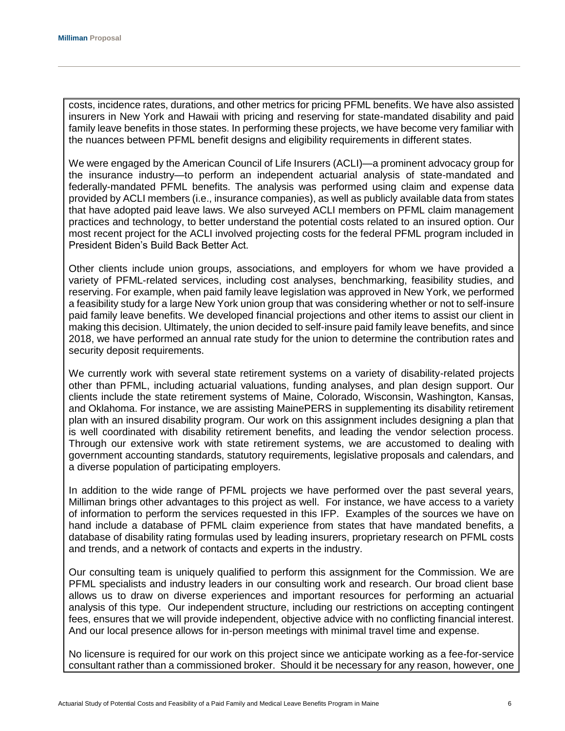costs, incidence rates, durations, and other metrics for pricing PFML benefits. We have also assisted insurers in New York and Hawaii with pricing and reserving for state-mandated disability and paid family leave benefits in those states. In performing these projects, we have become very familiar with the nuances between PFML benefit designs and eligibility requirements in different states.

We were engaged by the American Council of Life Insurers (ACLI)—a prominent advocacy group for the insurance industry—to perform an independent actuarial analysis of state-mandated and federally-mandated PFML benefits. The analysis was performed using claim and expense data provided by ACLI members (i.e., insurance companies), as well as publicly available data from states that have adopted paid leave laws. We also surveyed ACLI members on PFML claim management practices and technology, to better understand the potential costs related to an insured option. Our most recent project for the ACLI involved projecting costs for the federal PFML program included in President Biden's Build Back Better Act.

Other clients include union groups, associations, and employers for whom we have provided a variety of PFML-related services, including cost analyses, benchmarking, feasibility studies, and reserving. For example, when paid family leave legislation was approved in New York, we performed a feasibility study for a large New York union group that was considering whether or not to self-insure paid family leave benefits. We developed financial projections and other items to assist our client in making this decision. Ultimately, the union decided to self-insure paid family leave benefits, and since 2018, we have performed an annual rate study for the union to determine the contribution rates and security deposit requirements.

We currently work with several state retirement systems on a variety of disability-related projects other than PFML, including actuarial valuations, funding analyses, and plan design support. Our clients include the state retirement systems of Maine, Colorado, Wisconsin, Washington, Kansas, and Oklahoma. For instance, we are assisting MainePERS in supplementing its disability retirement plan with an insured disability program. Our work on this assignment includes designing a plan that is well coordinated with disability retirement benefits, and leading the vendor selection process. Through our extensive work with state retirement systems, we are accustomed to dealing with government accounting standards, statutory requirements, legislative proposals and calendars, and a diverse population of participating employers.

In addition to the wide range of PFML projects we have performed over the past several years, Milliman brings other advantages to this project as well. For instance, we have access to a variety of information to perform the services requested in this IFP. Examples of the sources we have on hand include a database of PFML claim experience from states that have mandated benefits, a database of disability rating formulas used by leading insurers, proprietary research on PFML costs and trends, and a network of contacts and experts in the industry.

Our consulting team is uniquely qualified to perform this assignment for the Commission. We are PFML specialists and industry leaders in our consulting work and research. Our broad client base allows us to draw on diverse experiences and important resources for performing an actuarial analysis of this type. Our independent structure, including our restrictions on accepting contingent fees, ensures that we will provide independent, objective advice with no conflicting financial interest. And our local presence allows for in-person meetings with minimal travel time and expense.

No licensure is required for our work on this project since we anticipate working as a fee-for-service consultant rather than a commissioned broker. Should it be necessary for any reason, however, one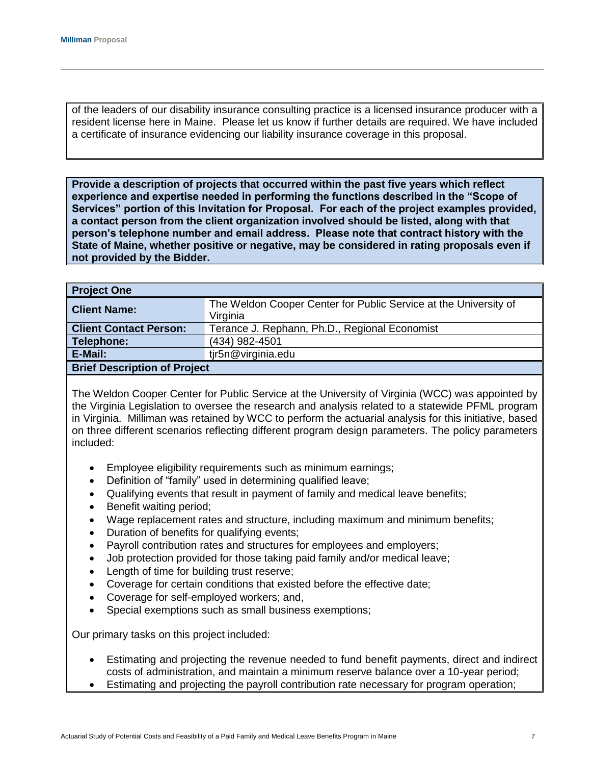of the leaders of our disability insurance consulting practice is a licensed insurance producer with a resident license here in Maine. Please let us know if further details are required. We have included a certificate of insurance evidencing our liability insurance coverage in this proposal.

**Provide a description of projects that occurred within the past five years which reflect experience and expertise needed in performing the functions described in the "Scope of Services" portion of this Invitation for Proposal. For each of the project examples provided, a contact person from the client organization involved should be listed, along with that person's telephone number and email address. Please note that contract history with the State of Maine, whether positive or negative, may be considered in rating proposals even if not provided by the Bidder.**

| **Project One** | |
|---|---|
| **Client Name:** | The Weldon Cooper Center for Public Service at the University of Virginia |
| **Client Contact Person:** | Terance J. Rephann, Ph.D., Regional Economist |
| **Telephone:** | (434) 982-4501 |
| **E-Mail:** | tjr5n@virginia.edu |

**Brief Description of Project**

The Weldon Cooper Center for Public Service at the University of Virginia (WCC) was appointed by the Virginia Legislation to oversee the research and analysis related to a statewide PFML program in Virginia. Milliman was retained by WCC to perform the actuarial analysis for this initiative, based on three different scenarios reflecting different program design parameters. The policy parameters included:

- Employee eligibility requirements such as minimum earnings;
- Definition of "family" used in determining qualified leave;
- Qualifying events that result in payment of family and medical leave benefits;
- Benefit waiting period;
- Wage replacement rates and structure, including maximum and minimum benefits;
- Duration of benefits for qualifying events;
- Payroll contribution rates and structures for employees and employers;
- Job protection provided for those taking paid family and/or medical leave;
- Length of time for building trust reserve;
- Coverage for certain conditions that existed before the effective date;
- Coverage for self-employed workers; and,
- Special exemptions such as small business exemptions;

Our primary tasks on this project included:

- Estimating and projecting the revenue needed to fund benefit payments, direct and indirect costs of administration, and maintain a minimum reserve balance over a 10-year period;
- Estimating and projecting the payroll contribution rate necessary for program operation;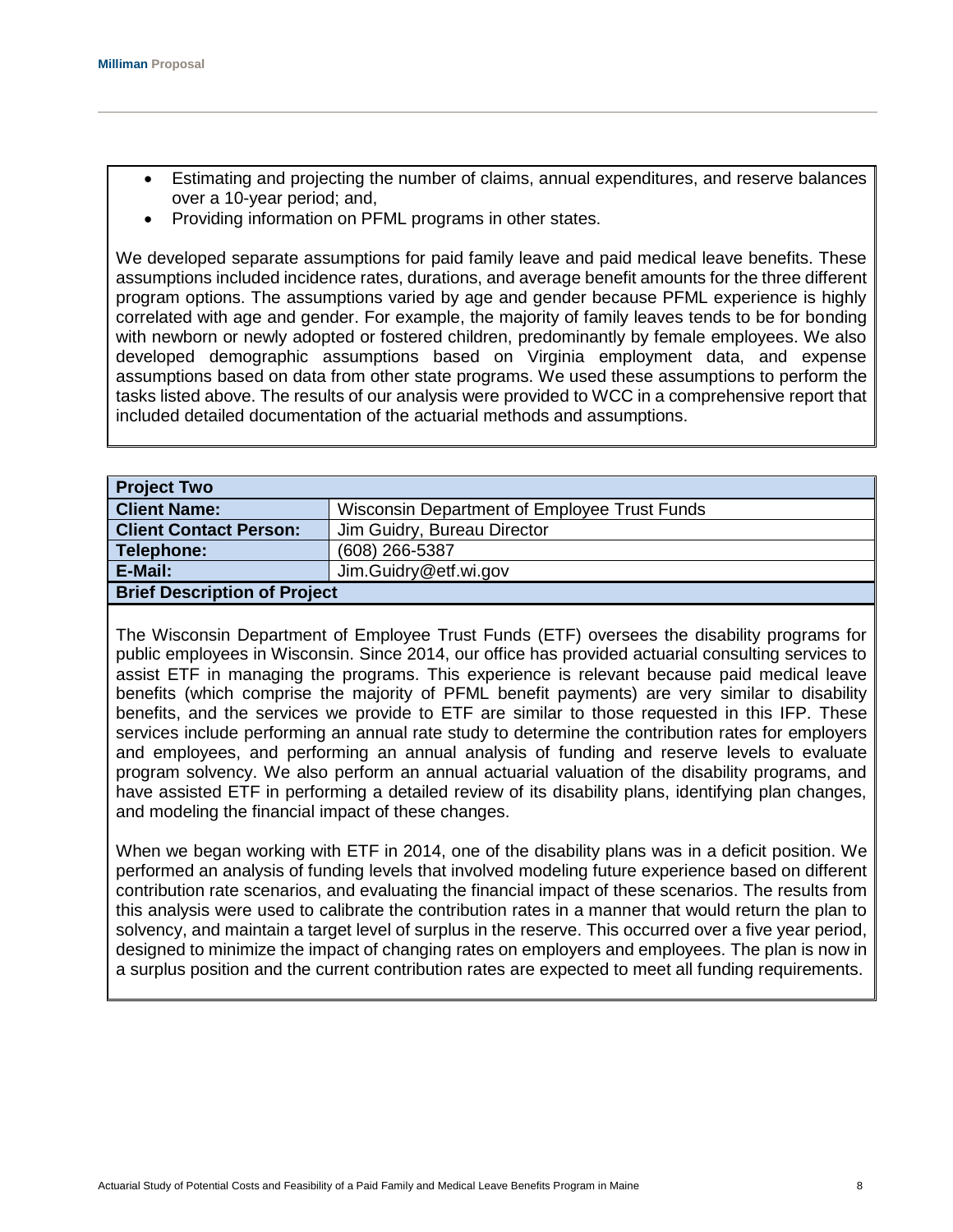- Estimating and projecting the number of claims, annual expenditures, and reserve balances over a 10-year period; and,
- Providing information on PFML programs in other states.

We developed separate assumptions for paid family leave and paid medical leave benefits. These assumptions included incidence rates, durations, and average benefit amounts for the three different program options. The assumptions varied by age and gender because PFML experience is highly correlated with age and gender. For example, the majority of family leaves tends to be for bonding with newborn or newly adopted or fostered children, predominantly by female employees. We also developed demographic assumptions based on Virginia employment data, and expense assumptions based on data from other state programs. We used these assumptions to perform the tasks listed above. The results of our analysis were provided to WCC in a comprehensive report that included detailed documentation of the actuarial methods and assumptions.

| **Project Two** | |
|---|---|
| **Client Name:** | Wisconsin Department of Employee Trust Funds |
| **Client Contact Person:** | Jim Guidry, Bureau Director |
| **Telephone:** | (608) 266-5387 |
| **E-Mail:** | Jim.Guidry@etf.wi.gov |
| **Brief Description of Project** | |

The Wisconsin Department of Employee Trust Funds (ETF) oversees the disability programs for public employees in Wisconsin. Since 2014, our office has provided actuarial consulting services to assist ETF in managing the programs. This experience is relevant because paid medical leave benefits (which comprise the majority of PFML benefit payments) are very similar to disability benefits, and the services we provide to ETF are similar to those requested in this IFP. These services include performing an annual rate study to determine the contribution rates for employers and employees, and performing an annual analysis of funding and reserve levels to evaluate program solvency. We also perform an annual actuarial valuation of the disability programs, and have assisted ETF in performing a detailed review of its disability plans, identifying plan changes, and modeling the financial impact of these changes.

When we began working with ETF in 2014, one of the disability plans was in a deficit position. We performed an analysis of funding levels that involved modeling future experience based on different contribution rate scenarios, and evaluating the financial impact of these scenarios. The results from this analysis were used to calibrate the contribution rates in a manner that would return the plan to solvency, and maintain a target level of surplus in the reserve. This occurred over a five year period, designed to minimize the impact of changing rates on employers and employees. The plan is now in a surplus position and the current contribution rates are expected to meet all funding requirements.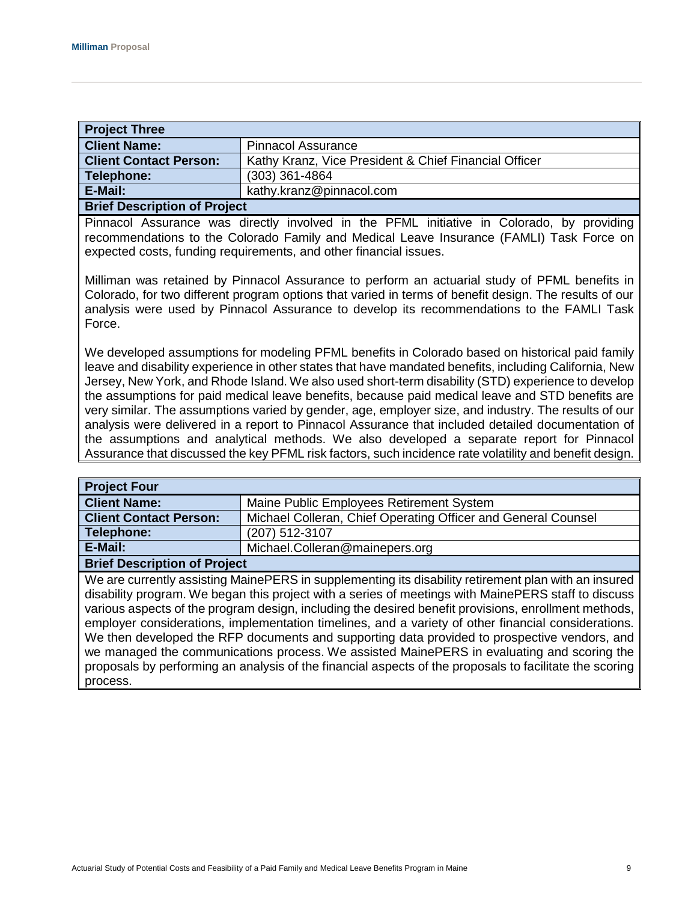| Project Three | |
|---|---|
| **Client Name:** | Pinnacol Assurance |
| **Client Contact Person:** | Kathy Kranz, Vice President & Chief Financial Officer |
| **Telephone:** | (303) 361-4864 |
| **E-Mail:** | kathy.kranz@pinnacol.com |

**Brief Description of Project**

Pinnacol Assurance was directly involved in the PFML initiative in Colorado, by providing recommendations to the Colorado Family and Medical Leave Insurance (FAMLI) Task Force on expected costs, funding requirements, and other financial issues.

Milliman was retained by Pinnacol Assurance to perform an actuarial study of PFML benefits in Colorado, for two different program options that varied in terms of benefit design. The results of our analysis were used by Pinnacol Assurance to develop its recommendations to the FAMLI Task Force.

We developed assumptions for modeling PFML benefits in Colorado based on historical paid family leave and disability experience in other states that have mandated benefits, including California, New Jersey, New York, and Rhode Island. We also used short-term disability (STD) experience to develop the assumptions for paid medical leave benefits, because paid medical leave and STD benefits are very similar. The assumptions varied by gender, age, employer size, and industry. The results of our analysis were delivered in a report to Pinnacol Assurance that included detailed documentation of the assumptions and analytical methods. We also developed a separate report for Pinnacol Assurance that discussed the key PFML risk factors, such incidence rate volatility and benefit design.

| Project Four | |
|---|---|
| **Client Name:** | Maine Public Employees Retirement System |
| **Client Contact Person:** | Michael Colleran, Chief Operating Officer and General Counsel |
| **Telephone:** | (207) 512-3107 |
| **E-Mail:** | Michael.Colleran@mainepers.org |

**Brief Description of Project**

We are currently assisting MainePERS in supplementing its disability retirement plan with an insured disability program. We began this project with a series of meetings with MainePERS staff to discuss various aspects of the program design, including the desired benefit provisions, enrollment methods, employer considerations, implementation timelines, and a variety of other financial considerations. We then developed the RFP documents and supporting data provided to prospective vendors, and we managed the communications process. We assisted MainePERS in evaluating and scoring the proposals by performing an analysis of the financial aspects of the proposals to facilitate the scoring process.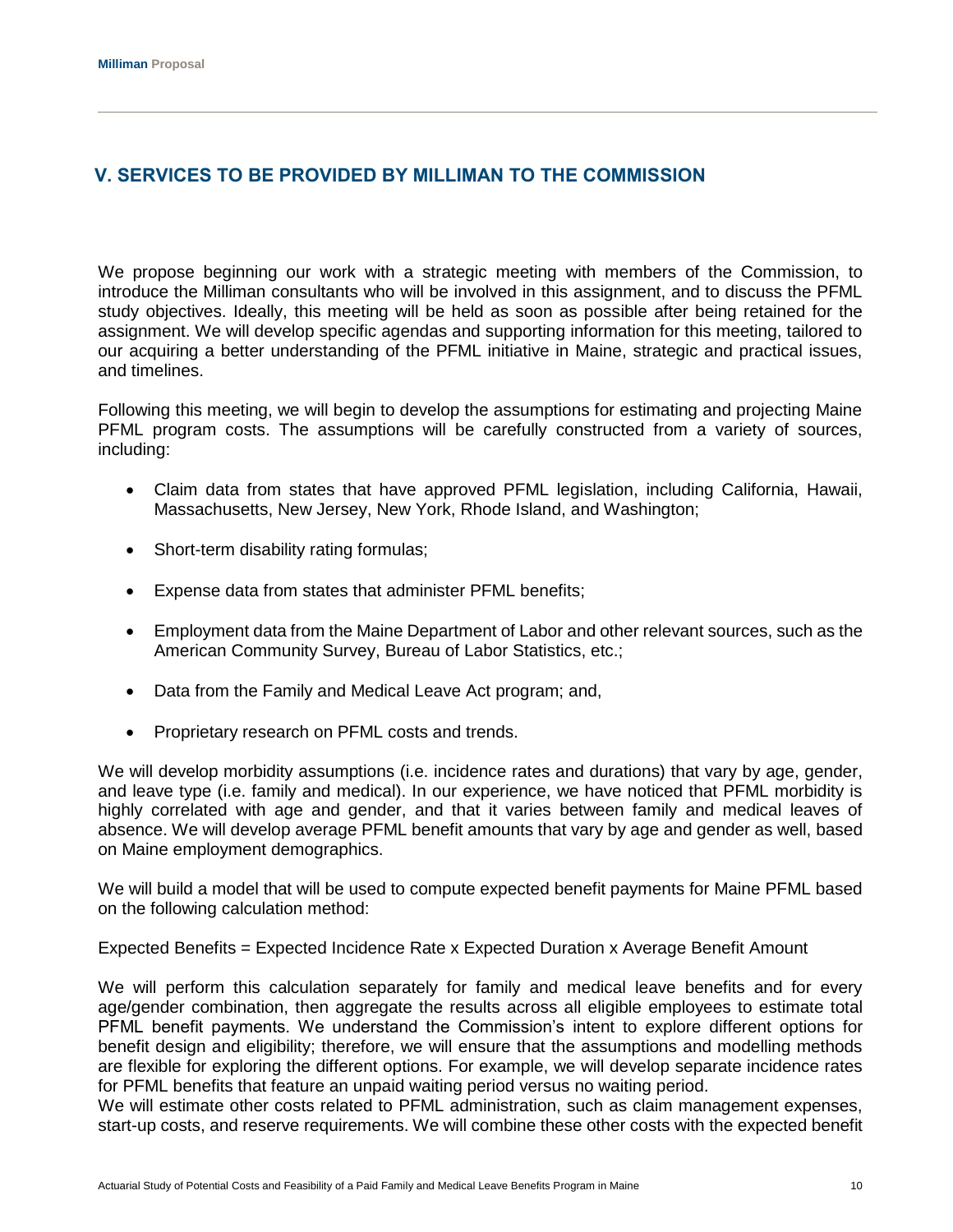## V. SERVICES TO BE PROVIDED BY MILLIMAN TO THE COMMISSION

We propose beginning our work with a strategic meeting with members of the Commission, to introduce the Milliman consultants who will be involved in this assignment, and to discuss the PFML study objectives. Ideally, this meeting will be held as soon as possible after being retained for the assignment. We will develop specific agendas and supporting information for this meeting, tailored to our acquiring a better understanding of the PFML initiative in Maine, strategic and practical issues, and timelines.

Following this meeting, we will begin to develop the assumptions for estimating and projecting Maine PFML program costs. The assumptions will be carefully constructed from a variety of sources, including:

- Claim data from states that have approved PFML legislation, including California, Hawaii, Massachusetts, New Jersey, New York, Rhode Island, and Washington;
- Short-term disability rating formulas;
- Expense data from states that administer PFML benefits;
- Employment data from the Maine Department of Labor and other relevant sources, such as the American Community Survey, Bureau of Labor Statistics, etc.;
- Data from the Family and Medical Leave Act program; and,
- Proprietary research on PFML costs and trends.

We will develop morbidity assumptions (i.e. incidence rates and durations) that vary by age, gender, and leave type (i.e. family and medical). In our experience, we have noticed that PFML morbidity is highly correlated with age and gender, and that it varies between family and medical leaves of absence. We will develop average PFML benefit amounts that vary by age and gender as well, based on Maine employment demographics.

We will build a model that will be used to compute expected benefit payments for Maine PFML based on the following calculation method:

Expected Benefits = Expected Incidence Rate x Expected Duration x Average Benefit Amount

We will perform this calculation separately for family and medical leave benefits and for every age/gender combination, then aggregate the results across all eligible employees to estimate total PFML benefit payments. We understand the Commission's intent to explore different options for benefit design and eligibility; therefore, we will ensure that the assumptions and modelling methods are flexible for exploring the different options. For example, we will develop separate incidence rates for PFML benefits that feature an unpaid waiting period versus no waiting period.

We will estimate other costs related to PFML administration, such as claim management expenses, start-up costs, and reserve requirements. We will combine these other costs with the expected benefit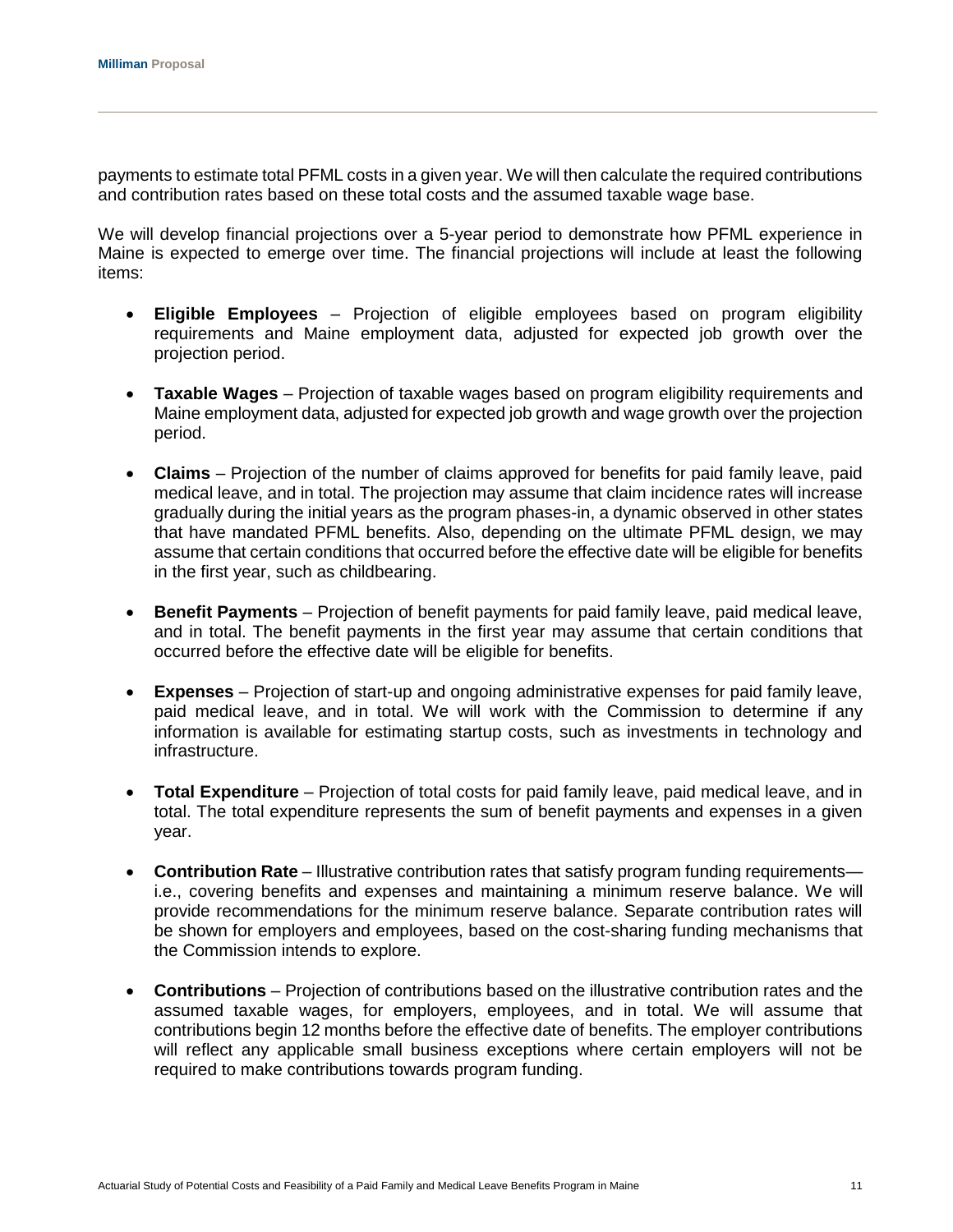payments to estimate total PFML costs in a given year. We will then calculate the required contributions and contribution rates based on these total costs and the assumed taxable wage base.

We will develop financial projections over a 5-year period to demonstrate how PFML experience in Maine is expected to emerge over time. The financial projections will include at least the following items:

- **Eligible Employees** – Projection of eligible employees based on program eligibility requirements and Maine employment data, adjusted for expected job growth over the projection period.
- **Taxable Wages** – Projection of taxable wages based on program eligibility requirements and Maine employment data, adjusted for expected job growth and wage growth over the projection period.
- **Claims** – Projection of the number of claims approved for benefits for paid family leave, paid medical leave, and in total. The projection may assume that claim incidence rates will increase gradually during the initial years as the program phases-in, a dynamic observed in other states that have mandated PFML benefits. Also, depending on the ultimate PFML design, we may assume that certain conditions that occurred before the effective date will be eligible for benefits in the first year, such as childbearing.
- **Benefit Payments** – Projection of benefit payments for paid family leave, paid medical leave, and in total. The benefit payments in the first year may assume that certain conditions that occurred before the effective date will be eligible for benefits.
- **Expenses** – Projection of start-up and ongoing administrative expenses for paid family leave, paid medical leave, and in total. We will work with the Commission to determine if any information is available for estimating startup costs, such as investments in technology and infrastructure.
- **Total Expenditure** – Projection of total costs for paid family leave, paid medical leave, and in total. The total expenditure represents the sum of benefit payments and expenses in a given year.
- **Contribution Rate** – Illustrative contribution rates that satisfy program funding requirements—i.e., covering benefits and expenses and maintaining a minimum reserve balance. We will provide recommendations for the minimum reserve balance. Separate contribution rates will be shown for employers and employees, based on the cost-sharing funding mechanisms that the Commission intends to explore.
- **Contributions** – Projection of contributions based on the illustrative contribution rates and the assumed taxable wages, for employers, employees, and in total. We will assume that contributions begin 12 months before the effective date of benefits. The employer contributions will reflect any applicable small business exceptions where certain employers will not be required to make contributions towards program funding.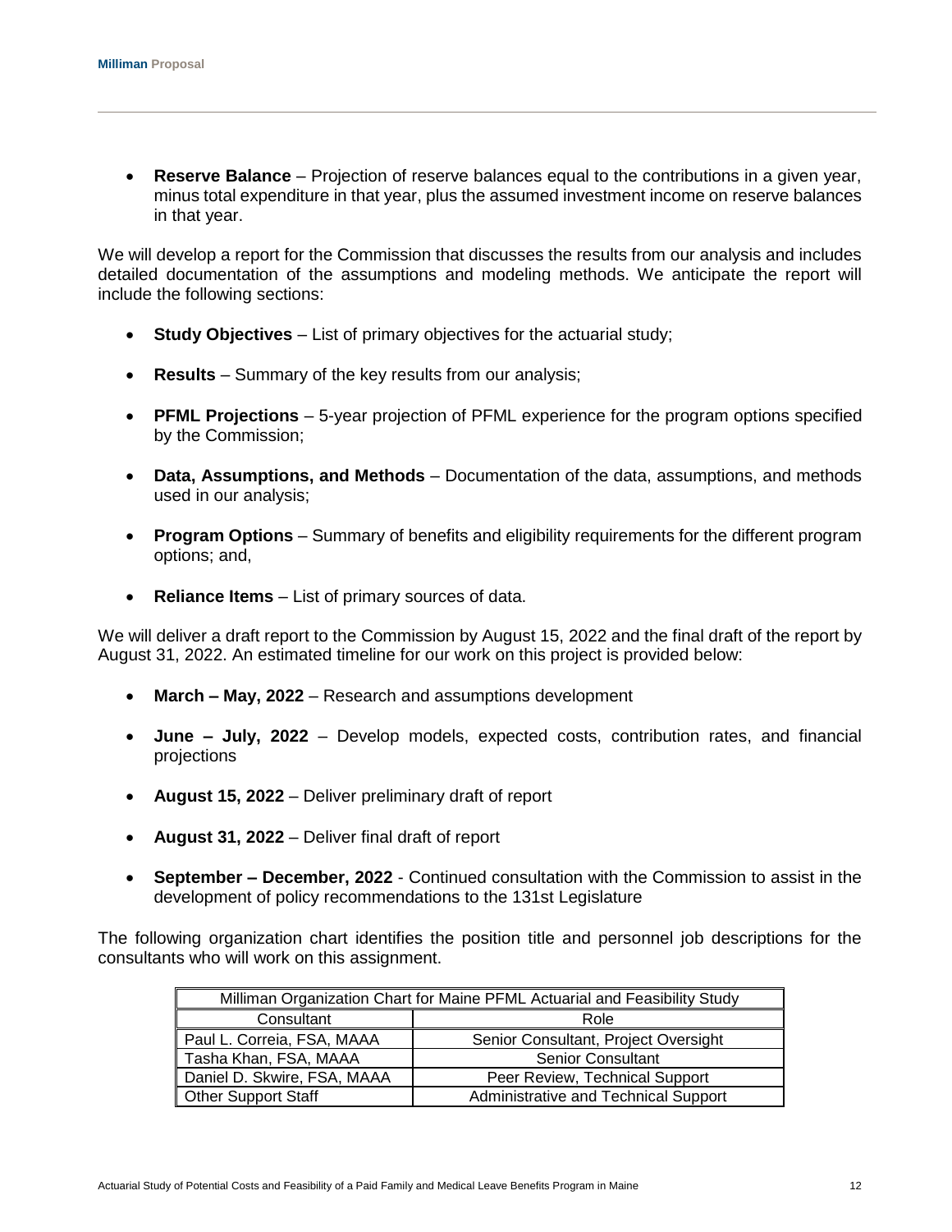- **Reserve Balance** – Projection of reserve balances equal to the contributions in a given year, minus total expenditure in that year, plus the assumed investment income on reserve balances in that year.

We will develop a report for the Commission that discusses the results from our analysis and includes detailed documentation of the assumptions and modeling methods. We anticipate the report will include the following sections:

- **Study Objectives** – List of primary objectives for the actuarial study;
- **Results** – Summary of the key results from our analysis;
- **PFML Projections** – 5-year projection of PFML experience for the program options specified by the Commission;
- **Data, Assumptions, and Methods** – Documentation of the data, assumptions, and methods used in our analysis;
- **Program Options** – Summary of benefits and eligibility requirements for the different program options; and,
- **Reliance Items** – List of primary sources of data.

We will deliver a draft report to the Commission by August 15, 2022 and the final draft of the report by August 31, 2022. An estimated timeline for our work on this project is provided below:

- **March – May, 2022** – Research and assumptions development
- **June – July, 2022** – Develop models, expected costs, contribution rates, and financial projections
- **August 15, 2022** – Deliver preliminary draft of report
- **August 31, 2022** – Deliver final draft of report
- **September – December, 2022** - Continued consultation with the Commission to assist in the development of policy recommendations to the 131st Legislature

The following organization chart identifies the position title and personnel job descriptions for the consultants who will work on this assignment.

| Milliman Organization Chart for Maine PFML Actuarial and Feasibility Study | |
|---|---|
| Consultant | Role |
| Paul L. Correia, FSA, MAAA | Senior Consultant, Project Oversight |
| Tasha Khan, FSA, MAAA | Senior Consultant |
| Daniel D. Skwire, FSA, MAAA | Peer Review, Technical Support |
| Other Support Staff | Administrative and Technical Support |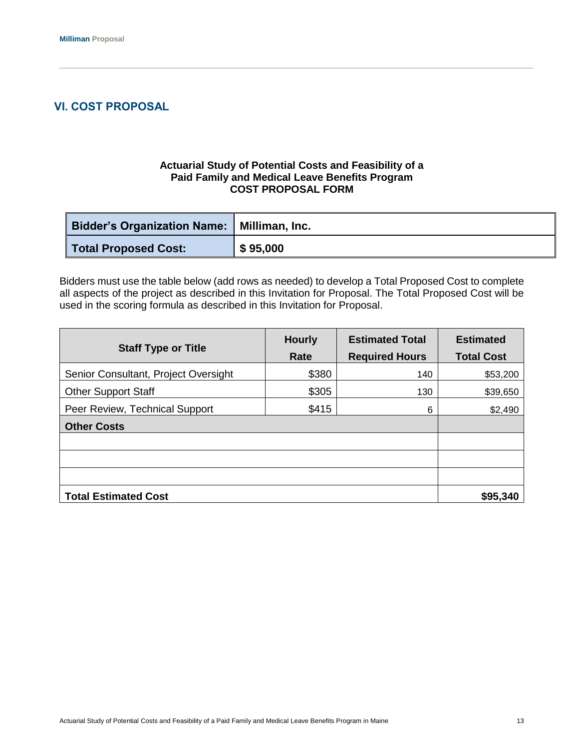## VI. COST PROPOSAL

**Actuarial Study of Potential Costs and Feasibility of a Paid Family and Medical Leave Benefits Program**
**COST PROPOSAL FORM**

| **Bidder's Organization Name:** | **Milliman, Inc.** |
|---|---|
| **Total Proposed Cost:** | **$ 95,000** |

Bidders must use the table below (add rows as needed) to develop a Total Proposed Cost to complete all aspects of the project as described in this Invitation for Proposal. The Total Proposed Cost will be used in the scoring formula as described in this Invitation for Proposal.

| Staff Type or Title | Hourly Rate | Estimated Total Required Hours | Estimated Total Cost |
|---|---|---|---|
| Senior Consultant, Project Oversight | $380 | 140 | $53,200 |
| Other Support Staff | $305 | 130 | $39,650 |
| Peer Review, Technical Support | $415 | 6 | $2,490 |
| **Other Costs** | | | |
| | | | |
| | | | |
| | | | |
| **Total Estimated Cost** | | | **$95,340** |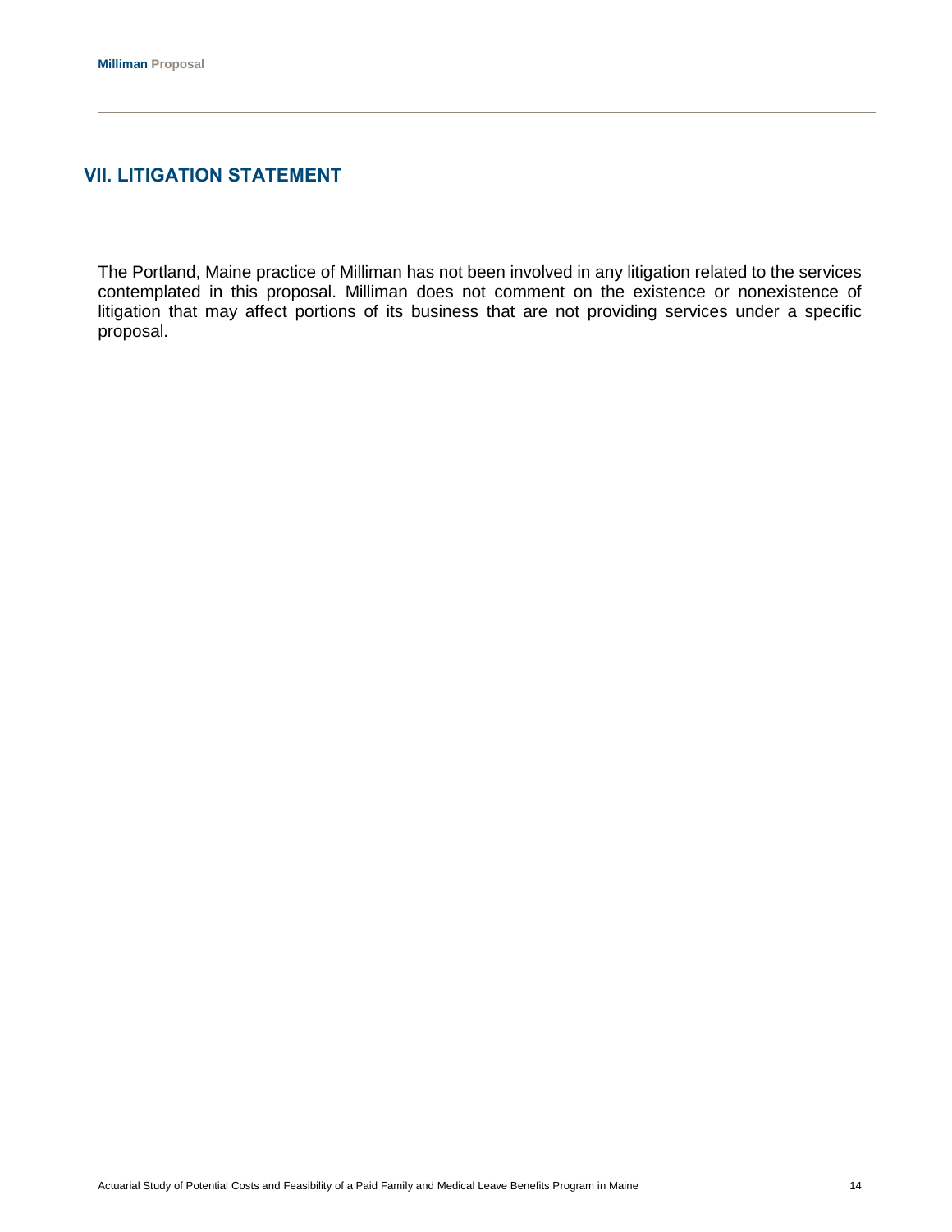## VII. LITIGATION STATEMENT

The Portland, Maine practice of Milliman has not been involved in any litigation related to the services contemplated in this proposal. Milliman does not comment on the existence or nonexistence of litigation that may affect portions of its business that are not providing services under a specific proposal.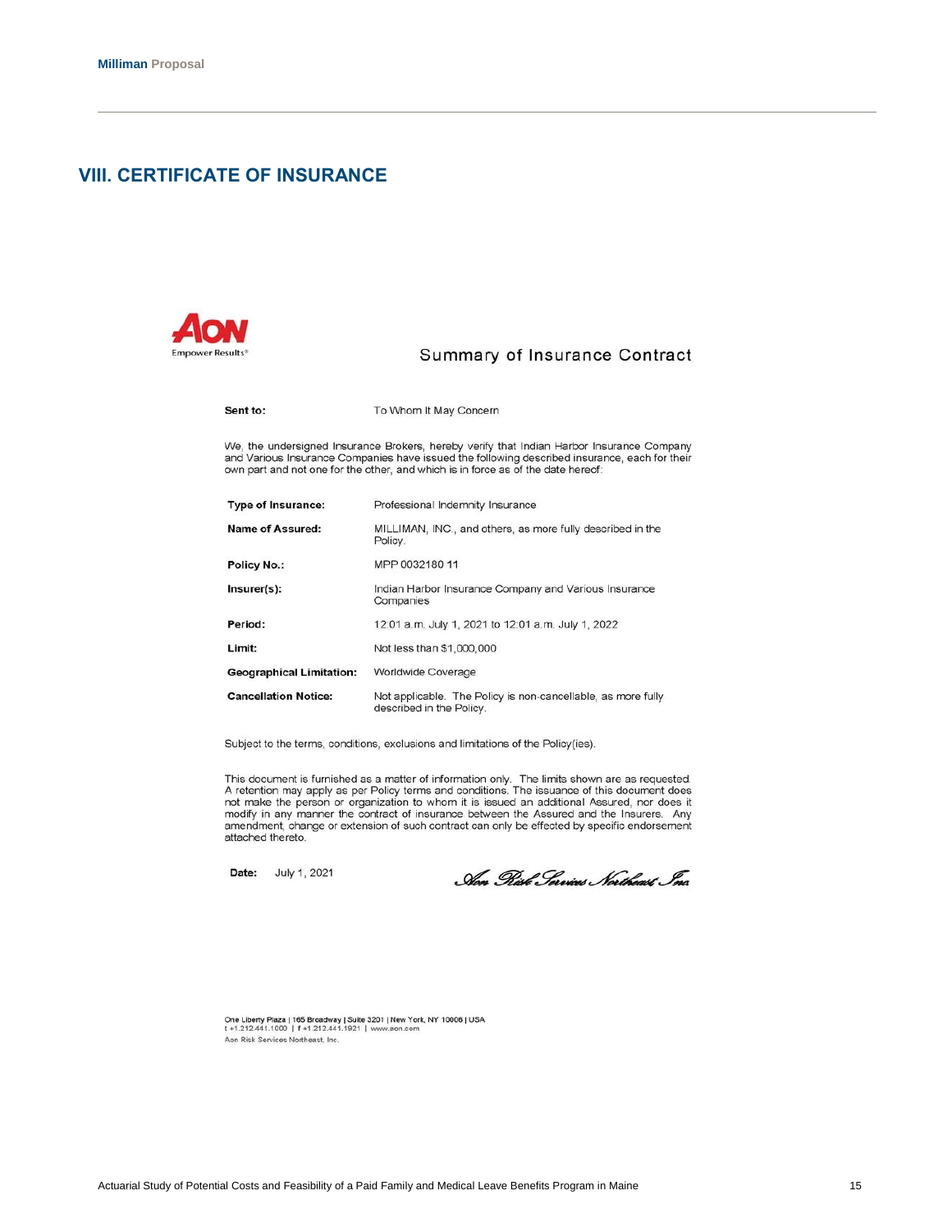## VIII. CERTIFICATE OF INSURANCE

AON
Empower Results®

### Summary of Insurance Contract

**Sent to:** To Whom It May Concern

We, the undersigned Insurance Brokers, hereby verify that Indian Harbor Insurance Company and Various Insurance Companies have issued the following described insurance, each for their own part and not one for the other, and which is in force as of the date hereof:

| | |
|---|---|
| **Type of Insurance:** | Professional Indemnity Insurance |
| **Name of Assured:** | MILLIMAN, INC., and others, as more fully described in the Policy. |
| **Policy No.:** | MPP 0032180 11 |
| **Insurer(s):** | Indian Harbor Insurance Company and Various Insurance Companies |
| **Period:** | 12:01 a.m. July 1, 2021 to 12:01 a.m. July 1, 2022 |
| **Limit:** | Not less than $1,000,000 |
| **Geographical Limitation:** | Worldwide Coverage |
| **Cancellation Notice:** | Not applicable. The Policy is non-cancellable, as more fully described in the Policy. |

Subject to the terms, conditions, exclusions and limitations of the Policy(ies).

This document is furnished as a matter of information only. The limits shown are as requested. A retention may apply as per Policy terms and conditions. The issuance of this document does not make the person or organization to whom it is issued an additional Assured, nor does it modify in any manner the contract of insurance between the Assured and the Insurers. Any amendment, change or extension of such contract can only be effected by specific endorsement attached thereto.

**Date:** July 1, 2021

*Aon Risk Services Northeast, Inc.*

One Liberty Plaza | 165 Broadway | Suite 3201 | New York, NY 10006 | USA
t +1.212.441.1000 | f +1.212.441.1921 | www.aon.com
Aon Risk Services Northeast, Inc.